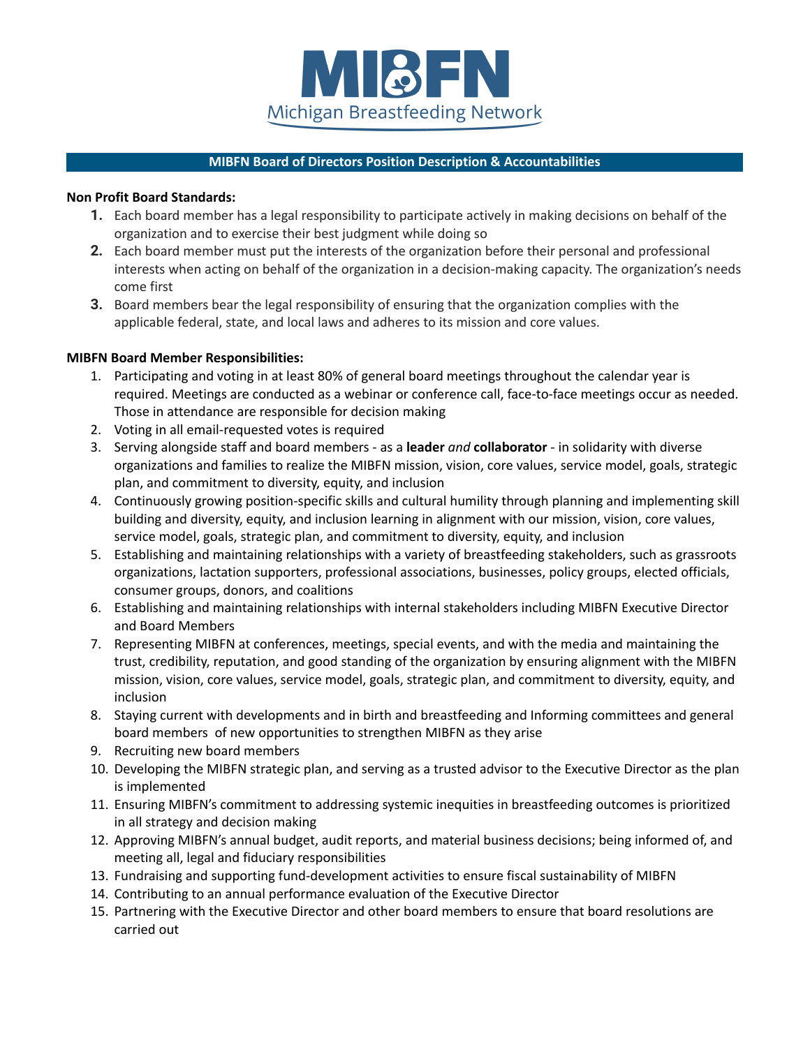# MIBFN

Michigan Breastfeeding Network

## MIBFN Board of Directors Position Description & Accountabilities

**Non Profit Board Standards:**

1. Each board member has a legal responsibility to participate actively in making decisions on behalf of the organization and to exercise their best judgment while doing so
2. Each board member must put the interests of the organization before their personal and professional interests when acting on behalf of the organization in a decision-making capacity. The organization's needs come first
3. Board members bear the legal responsibility of ensuring that the organization complies with the applicable federal, state, and local laws and adheres to its mission and core values.

**MIBFN Board Member Responsibilities:**

1. Participating and voting in at least 80% of general board meetings throughout the calendar year is required. Meetings are conducted as a webinar or conference call, face-to-face meetings occur as needed. Those in attendance are responsible for decision making
2. Voting in all email-requested votes is required
3. Serving alongside staff and board members - as a **leader** *and* **collaborator** - in solidarity with diverse organizations and families to realize the MIBFN mission, vision, core values, service model, goals, strategic plan, and commitment to diversity, equity, and inclusion
4. Continuously growing position-specific skills and cultural humility through planning and implementing skill building and diversity, equity, and inclusion learning in alignment with our mission, vision, core values, service model, goals, strategic plan, and commitment to diversity, equity, and inclusion
5. Establishing and maintaining relationships with a variety of breastfeeding stakeholders, such as grassroots organizations, lactation supporters, professional associations, businesses, policy groups, elected officials, consumer groups, donors, and coalitions
6. Establishing and maintaining relationships with internal stakeholders including MIBFN Executive Director and Board Members
7. Representing MIBFN at conferences, meetings, special events, and with the media and maintaining the trust, credibility, reputation, and good standing of the organization by ensuring alignment with the MIBFN mission, vision, core values, service model, goals, strategic plan, and commitment to diversity, equity, and inclusion
8. Staying current with developments and in birth and breastfeeding and Informing committees and general board members of new opportunities to strengthen MIBFN as they arise
9. Recruiting new board members
10. Developing the MIBFN strategic plan, and serving as a trusted advisor to the Executive Director as the plan is implemented
11. Ensuring MIBFN's commitment to addressing systemic inequities in breastfeeding outcomes is prioritized in all strategy and decision making
12. Approving MIBFN's annual budget, audit reports, and material business decisions; being informed of, and meeting all, legal and fiduciary responsibilities
13. Fundraising and supporting fund-development activities to ensure fiscal sustainability of MIBFN
14. Contributing to an annual performance evaluation of the Executive Director
15. Partnering with the Executive Director and other board members to ensure that board resolutions are carried out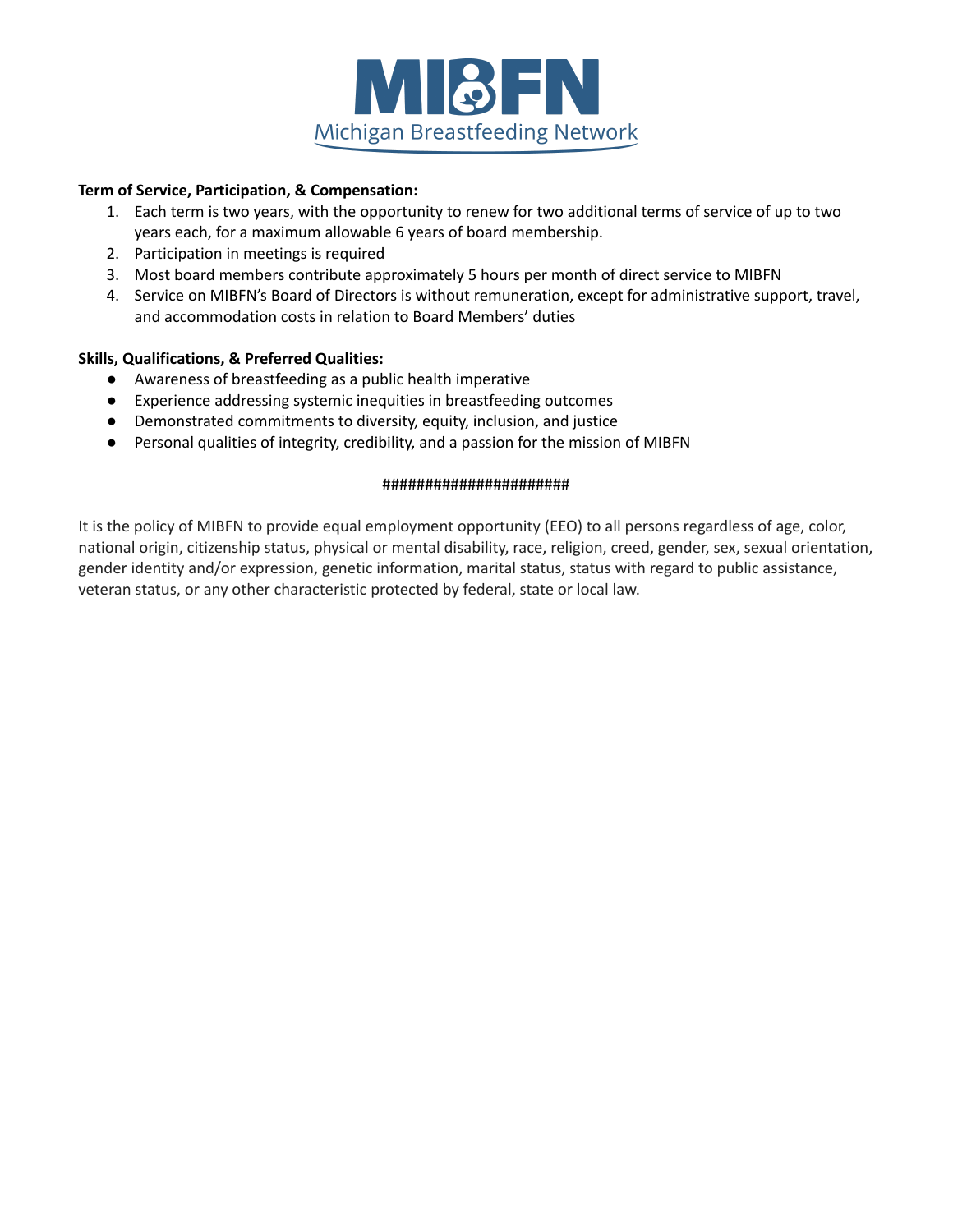MIBFN

Michigan Breastfeeding Network

**Term of Service, Participation, & Compensation:**

1. Each term is two years, with the opportunity to renew for two additional terms of service of up to two years each, for a maximum allowable 6 years of board membership.
2. Participation in meetings is required
3. Most board members contribute approximately 5 hours per month of direct service to MIBFN
4. Service on MIBFN's Board of Directors is without remuneration, except for administrative support, travel, and accommodation costs in relation to Board Members' duties

**Skills, Qualifications, & Preferred Qualities:**

- Awareness of breastfeeding as a public health imperative
- Experience addressing systemic inequities in breastfeeding outcomes
- Demonstrated commitments to diversity, equity, inclusion, and justice
- Personal qualities of integrity, credibility, and a passion for the mission of MIBFN

######################

It is the policy of MIBFN to provide equal employment opportunity (EEO) to all persons regardless of age, color, national origin, citizenship status, physical or mental disability, race, religion, creed, gender, sex, sexual orientation, gender identity and/or expression, genetic information, marital status, status with regard to public assistance, veteran status, or any other characteristic protected by federal, state or local law.